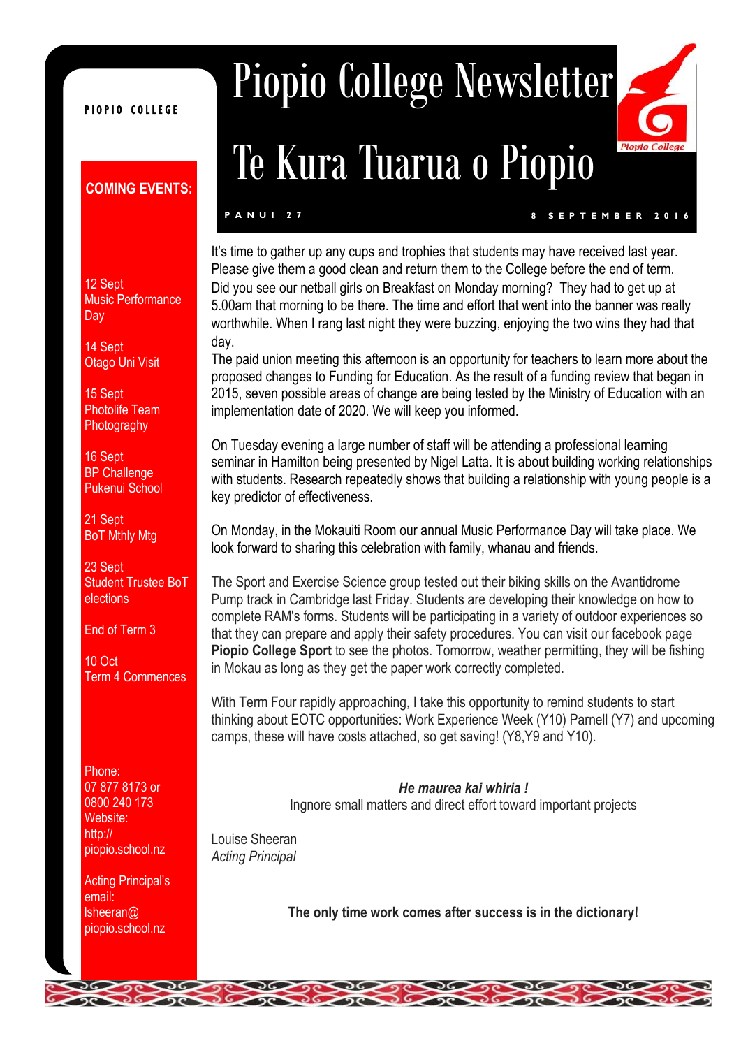PIOPIO COLLEGE

# Piopio College Newsletter

# Te Kura Tuarua o Piopio

PANUI 27 — 8 SEPTEMBER 2016

**COMING EVENTS:**

12 Sept
Music Performance Day

14 Sept
Otago Uni Visit

15 Sept
Photolife Team Photograghy

16 Sept
BP Challenge Pukenui School

21 Sept
BoT Mthly Mtg

23 Sept
Student Trustee BoT elections

End of Term 3

10 Oct
Term 4 Commences

Phone:
07 877 8173 or
0800 240 173
Website:
http://piopio.school.nz

Acting Principal's email:
lsheeran@piopio.school.nz

It's time to gather up any cups and trophies that students may have received last year. Please give them a good clean and return them to the College before the end of term.
Did you see our netball girls on Breakfast on Monday morning? They had to get up at 5.00am that morning to be there. The time and effort that went into the banner was really worthwhile. When I rang last night they were buzzing, enjoying the two wins they had that day.
The paid union meeting this afternoon is an opportunity for teachers to learn more about the proposed changes to Funding for Education. As the result of a funding review that began in 2015, seven possible areas of change are being tested by the Ministry of Education with an implementation date of 2020. We will keep you informed.

On Tuesday evening a large number of staff will be attending a professional learning seminar in Hamilton being presented by Nigel Latta. It is about building working relationships with students. Research repeatedly shows that building a relationship with young people is a key predictor of effectiveness.

On Monday, in the Mokauiti Room our annual Music Performance Day will take place. We look forward to sharing this celebration with family, whanau and friends.

The Sport and Exercise Science group tested out their biking skills on the Avantidrome Pump track in Cambridge last Friday. Students are developing their knowledge on how to complete RAM's forms. Students will be participating in a variety of outdoor experiences so that they can prepare and apply their safety procedures. You can visit our facebook page **Piopio College Sport** to see the photos. Tomorrow, weather permitting, they will be fishing in Mokau as long as they get the paper work correctly completed.

With Term Four rapidly approaching, I take this opportunity to remind students to start thinking about EOTC opportunities: Work Experience Week (Y10) Parnell (Y7) and upcoming camps, these will have costs attached, so get saving! (Y8,Y9 and Y10).

***He maurea kai whiria !***
Ingnore small matters and direct effort toward important projects

Louise Sheeran
*Acting Principal*

**The only time work comes after success is in the dictionary!**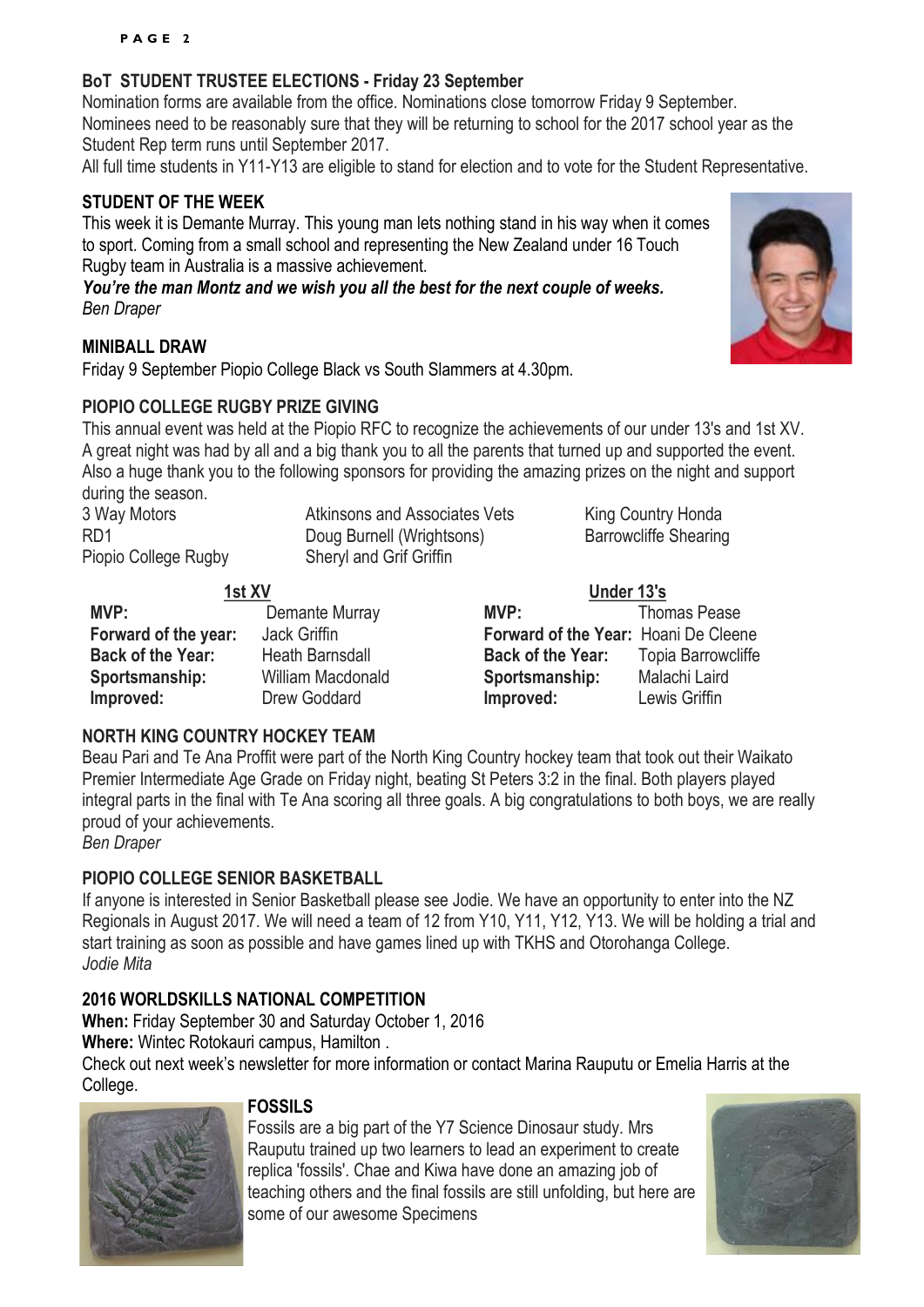## BoT STUDENT TRUSTEE ELECTIONS - Friday 23 September

Nomination forms are available from the office. Nominations close tomorrow Friday 9 September.
Nominees need to be reasonably sure that they will be returning to school for the 2017 school year as the Student Rep term runs until September 2017.
All full time students in Y11-Y13 are eligible to stand for election and to vote for the Student Representative.

## STUDENT OF THE WEEK

This week it is Demante Murray. This young man lets nothing stand in his way when it comes to sport. Coming from a small school and representing the New Zealand under 16 Touch Rugby team in Australia is a massive achievement.

***You're the man Montz and we wish you all the best for the next couple of weeks.***
*Ben Draper*

## MINIBALL DRAW

Friday 9 September Piopio College Black vs South Slammers at 4.30pm.

## PIOPIO COLLEGE RUGBY PRIZE GIVING

This annual event was held at the Piopio RFC to recognize the achievements of our under 13's and 1st XV. A great night was had by all and a big thank you to all the parents that turned up and supported the event. Also a huge thank you to the following sponsors for providing the amazing prizes on the night and support during the season.

| | | |
|---|---|---|
| 3 Way Motors | Atkinsons and Associates Vets | King Country Honda |
| RD1 | Doug Burnell (Wrightsons) | Barrowcliffe Shearing |
| Piopio College Rugby | Sheryl and Grif Griffin | |

**1st XV**

| | |
|---|---|
| **MVP:** | Demante Murray |
| **Forward of the year:** | Jack Griffin |
| **Back of the Year:** | Heath Barnsdall |
| **Sportsmanship:** | William Macdonald |
| **Improved:** | Drew Goddard |

**Under 13's**

| | |
|---|---|
| **MVP:** | Thomas Pease |
| **Forward of the Year:** | Hoani De Cleene |
| **Back of the Year:** | Topia Barrowcliffe |
| **Sportsmanship:** | Malachi Laird |
| **Improved:** | Lewis Griffin |

## NORTH KING COUNTRY HOCKEY TEAM

Beau Pari and Te Ana Proffit were part of the North King Country hockey team that took out their Waikato Premier Intermediate Age Grade on Friday night, beating St Peters 3:2 in the final. Both players played integral parts in the final with Te Ana scoring all three goals. A big congratulations to both boys, we are really proud of your achievements.
*Ben Draper*

## PIOPIO COLLEGE SENIOR BASKETBALL

If anyone is interested in Senior Basketball please see Jodie. We have an opportunity to enter into the NZ Regionals in August 2017. We will need a team of 12 from Y10, Y11, Y12, Y13. We will be holding a trial and start training as soon as possible and have games lined up with TKHS and Otorohanga College.
*Jodie Mita*

## 2016 WORLDSKILLS NATIONAL COMPETITION

**When:** Friday September 30 and Saturday October 1, 2016
**Where:** Wintec Rotokauri campus, Hamilton .
Check out next week's newsletter for more information or contact Marina Rauputu or Emelia Harris at the College.

## FOSSILS

Fossils are a big part of the Y7 Science Dinosaur study. Mrs Rauputu trained up two learners to lead an experiment to create replica 'fossils'. Chae and Kiwa have done an amazing job of teaching others and the final fossils are still unfolding, but here are some of our awesome Specimens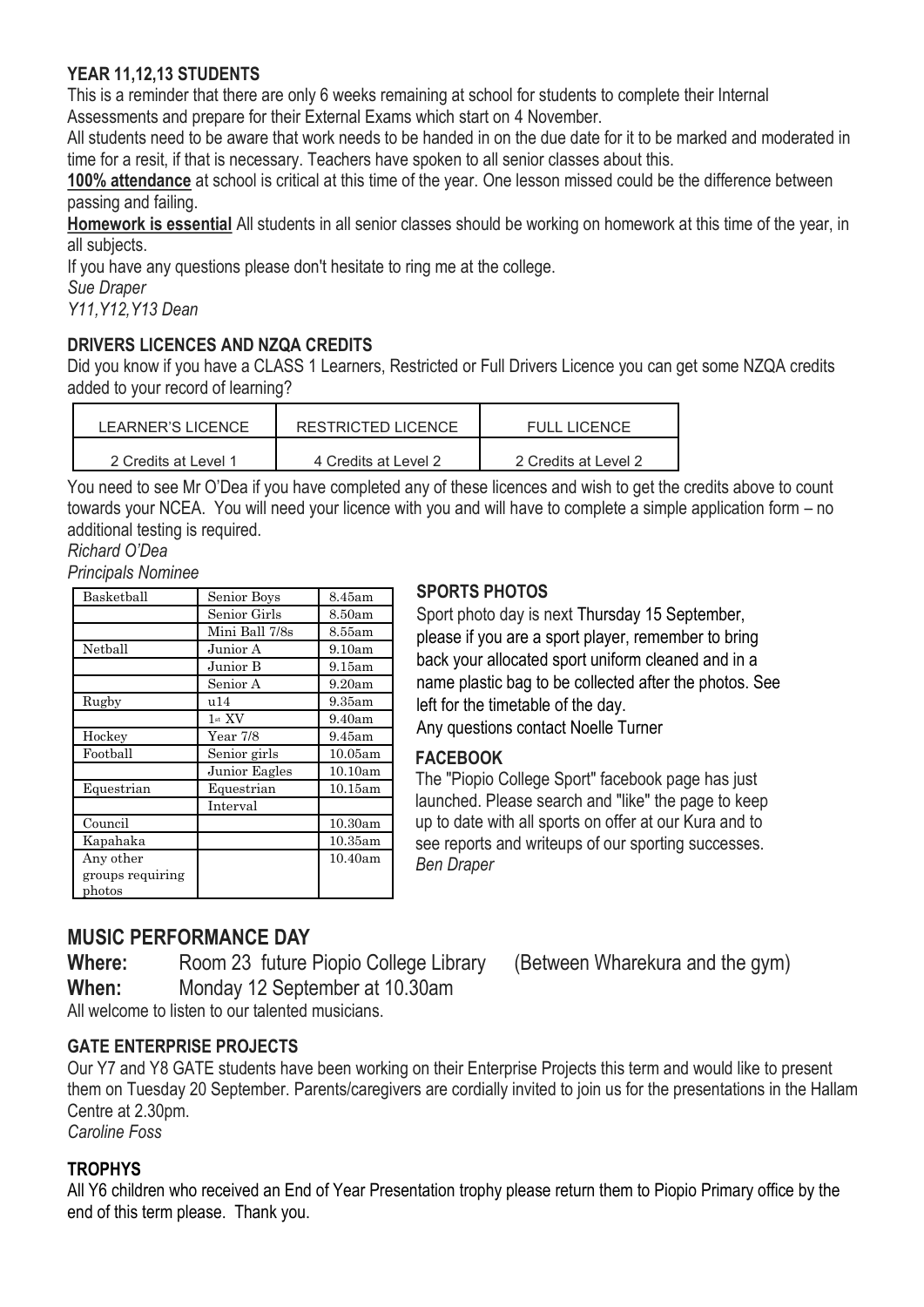### YEAR 11,12,13 STUDENTS

This is a reminder that there are only 6 weeks remaining at school for students to complete their Internal Assessments and prepare for their External Exams which start on 4 November.

All students need to be aware that work needs to be handed in on the due date for it to be marked and moderated in time for a resit, if that is necessary. Teachers have spoken to all senior classes about this.

**100% attendance** at school is critical at this time of the year. One lesson missed could be the difference between passing and failing.

**Homework is essential** All students in all senior classes should be working on homework at this time of the year, in all subjects.

If you have any questions please don't hesitate to ring me at the college.

*Sue Draper*
*Y11,Y12,Y13 Dean*

### DRIVERS LICENCES AND NZQA CREDITS

Did you know if you have a CLASS 1 Learners, Restricted or Full Drivers Licence you can get some NZQA credits added to your record of learning?

| LEARNER'S LICENCE | RESTRICTED LICENCE | FULL LICENCE |
|---|---|---|
| 2 Credits at Level 1 | 4 Credits at Level 2 | 2 Credits at Level 2 |

You need to see Mr O'Dea if you have completed any of these licences and wish to get the credits above to count towards your NCEA. You will need your licence with you and will have to complete a simple application form – no additional testing is required.

*Richard O'Dea*
*Principals Nominee*

| Basketball | Senior Boys | 8.45am |
|---|---|---|
| | Senior Girls | 8.50am |
| | Mini Ball 7/8s | 8.55am |
| Netball | Junior A | 9.10am |
| | Junior B | 9.15am |
| | Senior A | 9.20am |
| Rugby | u14 | 9.35am |
| | 1st XV | 9.40am |
| Hockey | Year 7/8 | 9.45am |
| Football | Senior girls | 10.05am |
| | Junior Eagles | 10.10am |
| Equestrian | Equestrian | 10.15am |
| | Interval | |
| Council | | 10.30am |
| Kapahaka | | 10.35am |
| Any other groups requiring photos | | 10.40am |

### SPORTS PHOTOS

Sport photo day is next Thursday 15 September, please if you are a sport player, remember to bring back your allocated sport uniform cleaned and in a name plastic bag to be collected after the photos. See left for the timetable of the day.

Any questions contact Noelle Turner

### FACEBOOK

The "Piopio College Sport" facebook page has just launched. Please search and "like" the page to keep up to date with all sports on offer at our Kura and to see reports and writeups of our sporting successes.

*Ben Draper*

## MUSIC PERFORMANCE DAY

**Where:** Room 23 future Piopio College Library (Between Wharekura and the gym)

**When:** Monday 12 September at 10.30am

All welcome to listen to our talented musicians.

### GATE ENTERPRISE PROJECTS

Our Y7 and Y8 GATE students have been working on their Enterprise Projects this term and would like to present them on Tuesday 20 September. Parents/caregivers are cordially invited to join us for the presentations in the Hallam Centre at 2.30pm.

*Caroline Foss*

### TROPHYS

All Y6 children who received an End of Year Presentation trophy please return them to Piopio Primary office by the end of this term please. Thank you.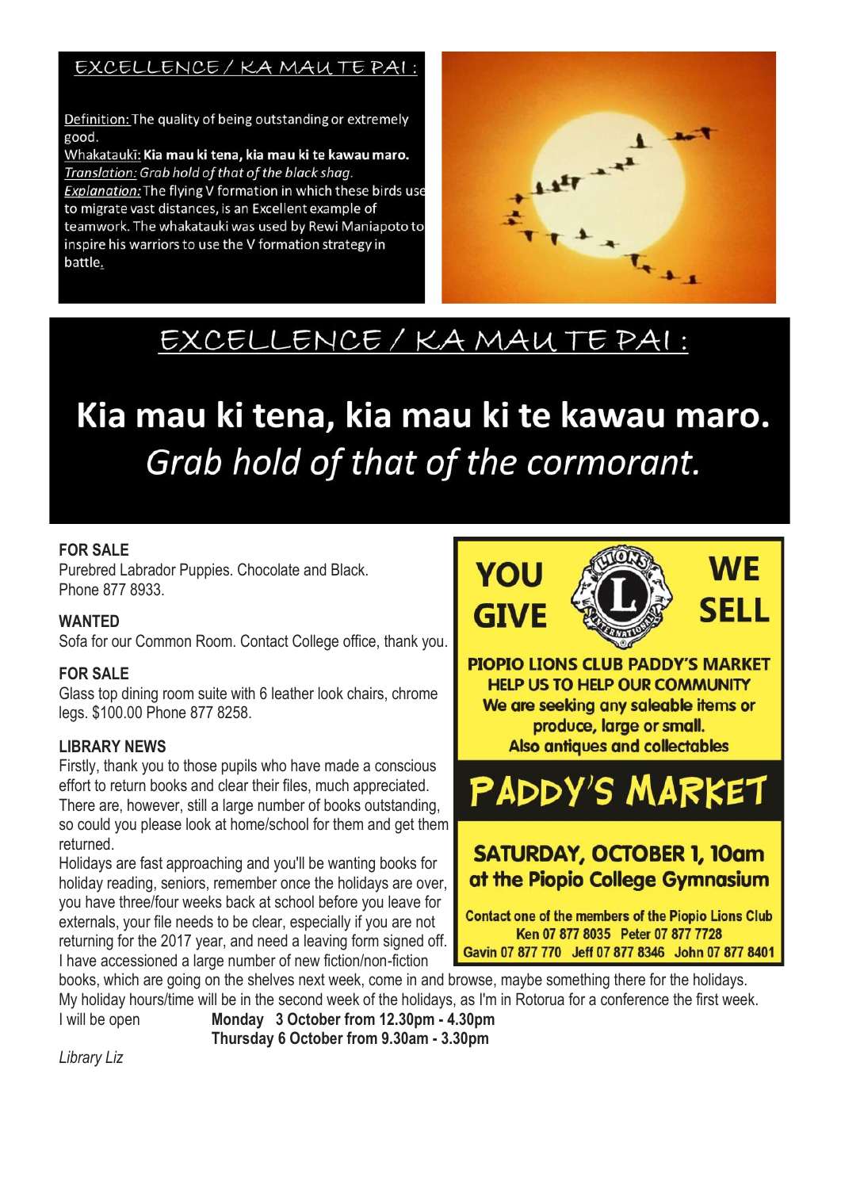## EXCELLENCE / KA MAU TE PAI :

Definition: The quality of being outstanding or extremely good.

Whakataukī: **Kia mau ki tena, kia mau ki te kawau maro.**

*Translation: Grab hold of that of the black shag.*

*Explanation:* The flying V formation in which these birds use to migrate vast distances, is an Excellent example of teamwork. The whakatauki was used by Rewi Maniapoto to inspire his warriors to use the V formation strategy in battle.

## EXCELLENCE / KA MAU TE PAI :

# Kia mau ki tena, kia mau ki te kawau maro.

*Grab hold of that of the cormorant.*

**FOR SALE**

Purebred Labrador Puppies. Chocolate and Black. Phone 877 8933.

**WANTED**

Sofa for our Common Room. Contact College office, thank you.

**FOR SALE**

Glass top dining room suite with 6 leather look chairs, chrome legs. $100.00 Phone 877 8258.

**LIBRARY NEWS**

Firstly, thank you to those pupils who have made a conscious effort to return books and clear their files, much appreciated. There are, however, still a large number of books outstanding, so could you please look at home/school for them and get them returned.

Holidays are fast approaching and you'll be wanting books for holiday reading, seniors, remember once the holidays are over, you have three/four weeks back at school before you leave for externals, your file needs to be clear, especially if you are not returning for the 2017 year, and need a leaving form signed off.

I have accessioned a large number of new fiction/non-fiction books, which are going on the shelves next week, come in and browse, maybe something there for the holidays.

My holiday hours/time will be in the second week of the holidays, as I'm in Rotorua for a conference the first week.

I will be open **Monday 3 October from 12.30pm - 4.30pm**
**Thursday 6 October from 9.30am - 3.30pm**

*Library Liz*

**YOU GIVE** — **WE SELL**

**PIOPIO LIONS CLUB PADDY'S MARKET**
**HELP US TO HELP OUR COMMUNITY**
**We are seeking any saleable items or produce, large or small.**
**Also antiques and collectables**

# PADDY'S MARKET

**SATURDAY, OCTOBER 1, 10am at the Piopio College Gymnasium**

Contact one of the members of the Piopio Lions Club
Ken 07 877 8035 Peter 07 877 7728
Gavin 07 877 770 Jeff 07 877 8346 John 07 877 8401